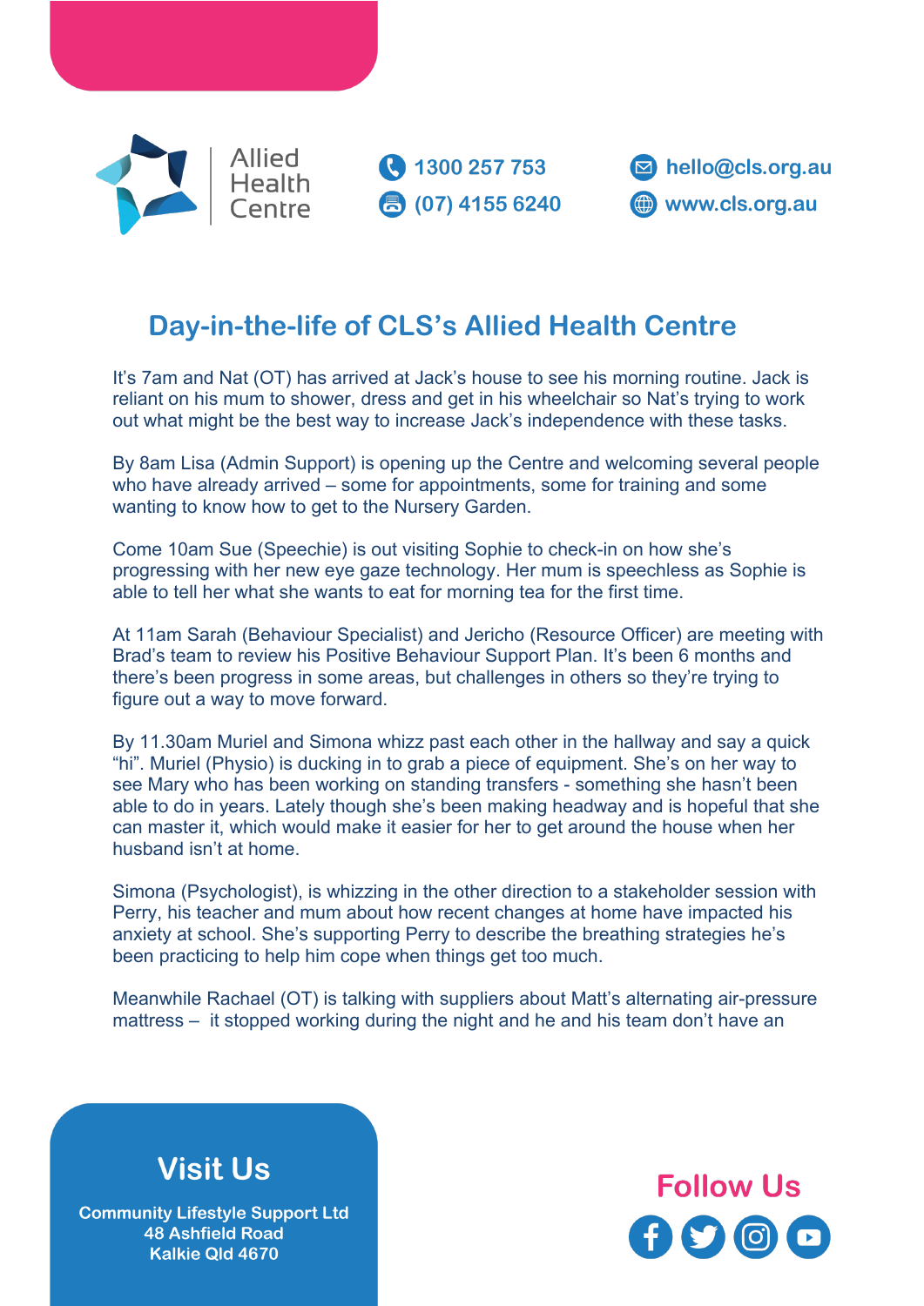Allied Health Centre

1300 257 753

(07) 4155 6240

hello@cls.org.au

www.cls.org.au

## Day-in-the-life of CLS's Allied Health Centre

It's 7am and Nat (OT) has arrived at Jack's house to see his morning routine. Jack is reliant on his mum to shower, dress and get in his wheelchair so Nat's trying to work out what might be the best way to increase Jack's independence with these tasks.

By 8am Lisa (Admin Support) is opening up the Centre and welcoming several people who have already arrived – some for appointments, some for training and some wanting to know how to get to the Nursery Garden.

Come 10am Sue (Speechie) is out visiting Sophie to check-in on how she's progressing with her new eye gaze technology. Her mum is speechless as Sophie is able to tell her what she wants to eat for morning tea for the first time.

At 11am Sarah (Behaviour Specialist) and Jericho (Resource Officer) are meeting with Brad's team to review his Positive Behaviour Support Plan. It's been 6 months and there's been progress in some areas, but challenges in others so they're trying to figure out a way to move forward.

By 11.30am Muriel and Simona whizz past each other in the hallway and say a quick "hi". Muriel (Physio) is ducking in to grab a piece of equipment. She's on her way to see Mary who has been working on standing transfers - something she hasn't been able to do in years. Lately though she's been making headway and is hopeful that she can master it, which would make it easier for her to get around the house when her husband isn't at home.

Simona (Psychologist), is whizzing in the other direction to a stakeholder session with Perry, his teacher and mum about how recent changes at home have impacted his anxiety at school. She's supporting Perry to describe the breathing strategies he's been practicing to help him cope when things get too much.

Meanwhile Rachael (OT) is talking with suppliers about Matt's alternating air-pressure mattress – it stopped working during the night and he and his team don't have an

## Visit Us

**Community Lifestyle Support Ltd**
**48 Ashfield Road**
**Kalkie Qld 4670**

## Follow Us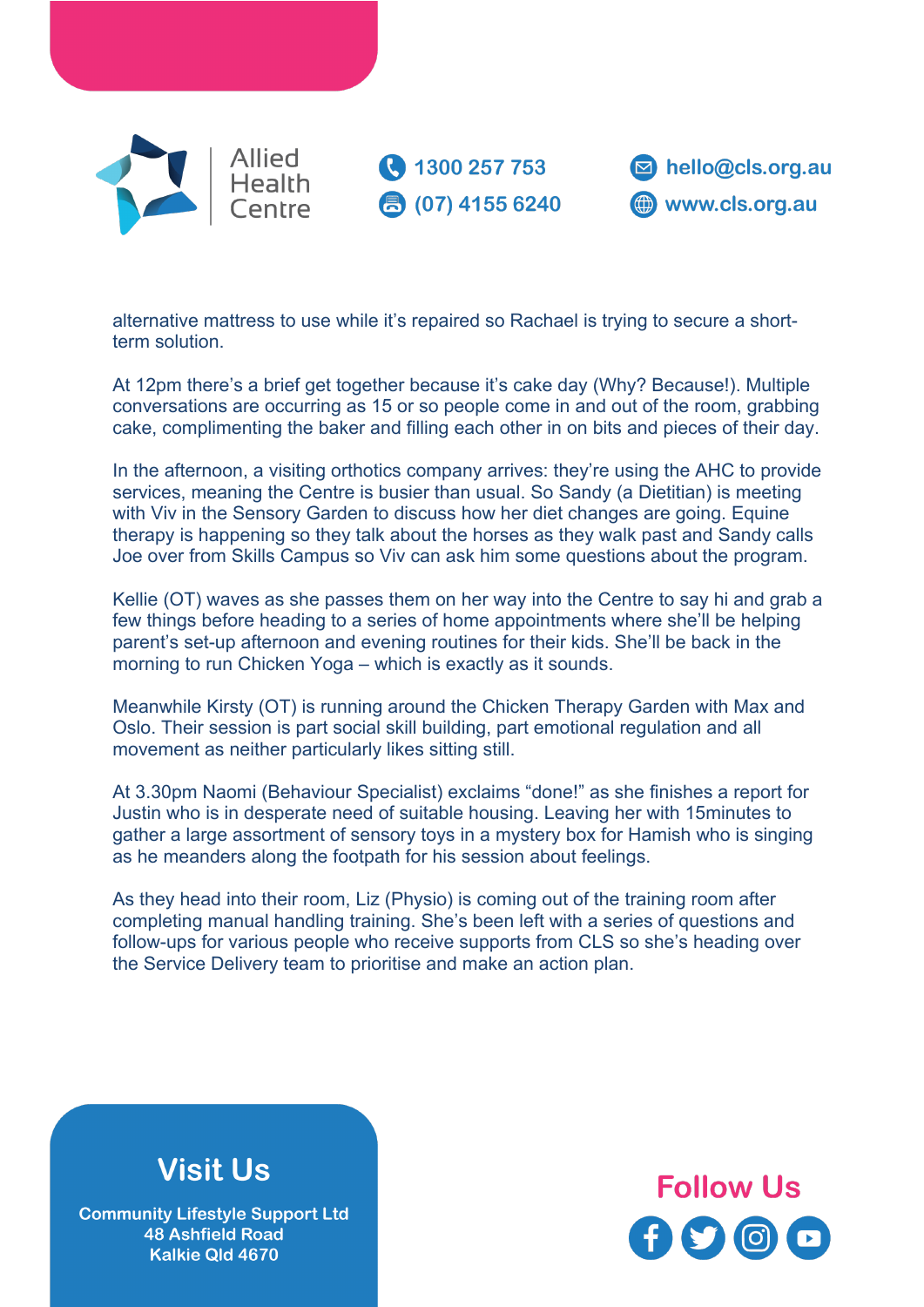Allied Health Centre

1300 257 753
(07) 4155 6240
hello@cls.org.au
www.cls.org.au

alternative mattress to use while it's repaired so Rachael is trying to secure a short-term solution.

At 12pm there's a brief get together because it's cake day (Why? Because!). Multiple conversations are occurring as 15 or so people come in and out of the room, grabbing cake, complimenting the baker and filling each other in on bits and pieces of their day.

In the afternoon, a visiting orthotics company arrives: they're using the AHC to provide services, meaning the Centre is busier than usual. So Sandy (a Dietitian) is meeting with Viv in the Sensory Garden to discuss how her diet changes are going. Equine therapy is happening so they talk about the horses as they walk past and Sandy calls Joe over from Skills Campus so Viv can ask him some questions about the program.

Kellie (OT) waves as she passes them on her way into the Centre to say hi and grab a few things before heading to a series of home appointments where she'll be helping parent's set-up afternoon and evening routines for their kids. She'll be back in the morning to run Chicken Yoga – which is exactly as it sounds.

Meanwhile Kirsty (OT) is running around the Chicken Therapy Garden with Max and Oslo. Their session is part social skill building, part emotional regulation and all movement as neither particularly likes sitting still.

At 3.30pm Naomi (Behaviour Specialist) exclaims "done!" as she finishes a report for Justin who is in desperate need of suitable housing. Leaving her with 15minutes to gather a large assortment of sensory toys in a mystery box for Hamish who is singing as he meanders along the footpath for his session about feelings.

As they head into their room, Liz (Physio) is coming out of the training room after completing manual handling training. She's been left with a series of questions and follow-ups for various people who receive supports from CLS so she's heading over the Service Delivery team to prioritise and make an action plan.

## Visit Us

**Community Lifestyle Support Ltd**
**48 Ashfield Road**
**Kalkie Qld 4670**

## Follow Us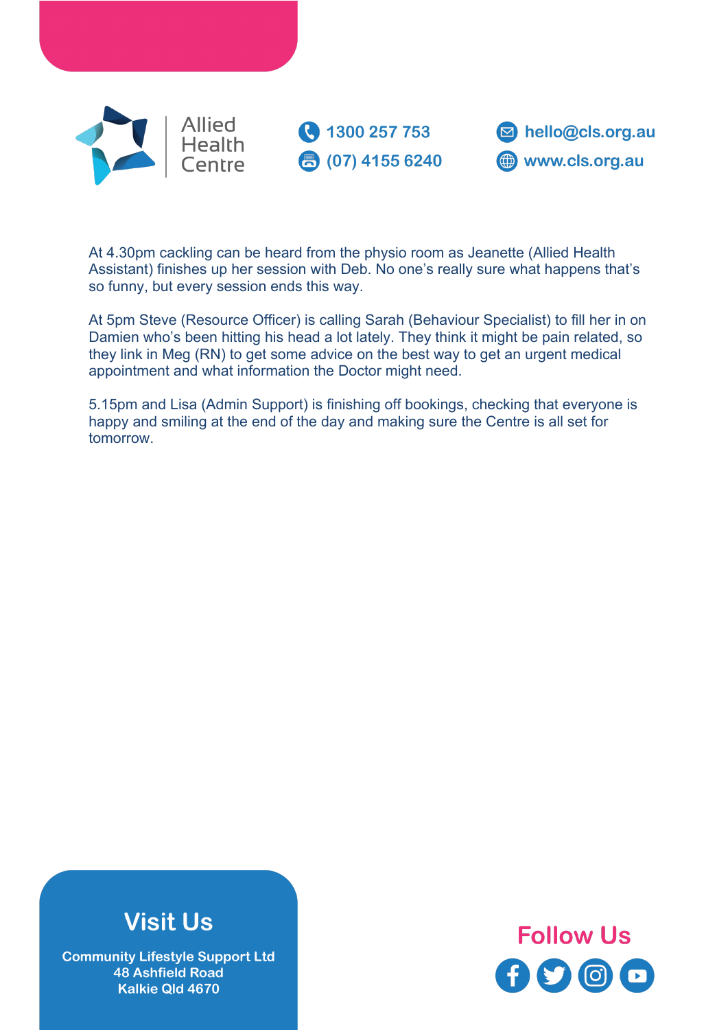Allied Health Centre

1300 257 753
(07) 4155 6240
hello@cls.org.au
www.cls.org.au

At 4.30pm cackling can be heard from the physio room as Jeanette (Allied Health Assistant) finishes up her session with Deb. No one's really sure what happens that's so funny, but every session ends this way.

At 5pm Steve (Resource Officer) is calling Sarah (Behaviour Specialist) to fill her in on Damien who's been hitting his head a lot lately. They think it might be pain related, so they link in Meg (RN) to get some advice on the best way to get an urgent medical appointment and what information the Doctor might need.

5.15pm and Lisa (Admin Support) is finishing off bookings, checking that everyone is happy and smiling at the end of the day and making sure the Centre is all set for tomorrow.

## Visit Us

**Community Lifestyle Support Ltd**
**48 Ashfield Road**
**Kalkie Qld 4670**

## Follow Us